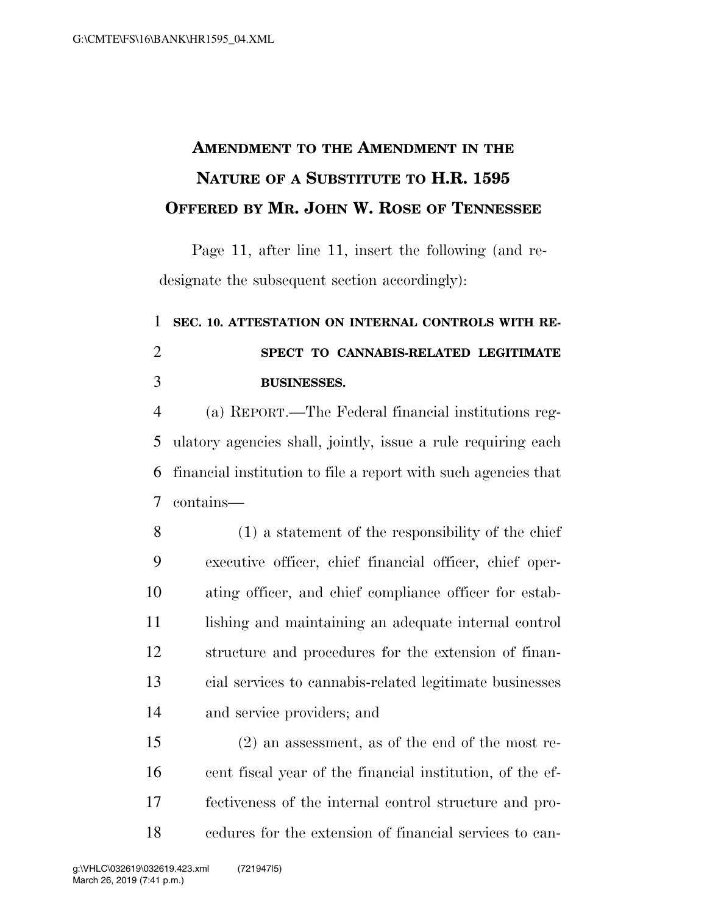# Amendment to the Amendment in the Nature of a Substitute to H.R. 1595 Offered by Mr. John W. Rose of Tennessee

Page 11, after line 11, insert the following (and redesignate the subsequent section accordingly):

**SEC. 10. ATTESTATION ON INTERNAL CONTROLS WITH RESPECT TO CANNABIS-RELATED LEGITIMATE BUSINESSES.**

(a) REPORT.—The Federal financial institutions regulatory agencies shall, jointly, issue a rule requiring each financial institution to file a report with such agencies that contains—

(1) a statement of the responsibility of the chief executive officer, chief financial officer, chief operating officer, and chief compliance officer for establishing and maintaining an adequate internal control structure and procedures for the extension of financial services to cannabis-related legitimate businesses and service providers; and

(2) an assessment, as of the end of the most recent fiscal year of the financial institution, of the effectiveness of the internal control structure and procedures for the extension of financial services to can-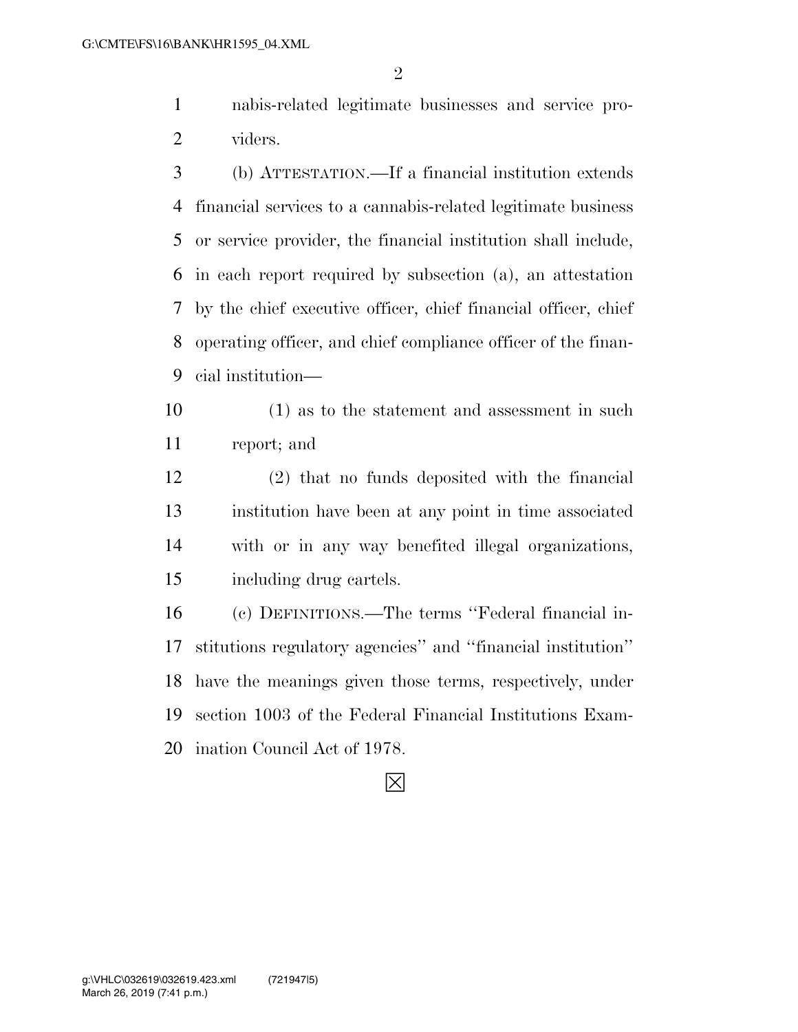nabis-related legitimate businesses and service providers.

(b) ATTESTATION.—If a financial institution extends financial services to a cannabis-related legitimate business or service provider, the financial institution shall include, in each report required by subsection (a), an attestation by the chief executive officer, chief financial officer, chief operating officer, and chief compliance officer of the financial institution—

(1) as to the statement and assessment in such report; and

(2) that no funds deposited with the financial institution have been at any point in time associated with or in any way benefited illegal organizations, including drug cartels.

(c) DEFINITIONS.—The terms "Federal financial institutions regulatory agencies" and "financial institution" have the meanings given those terms, respectively, under section 1003 of the Federal Financial Institutions Examination Council Act of 1978.